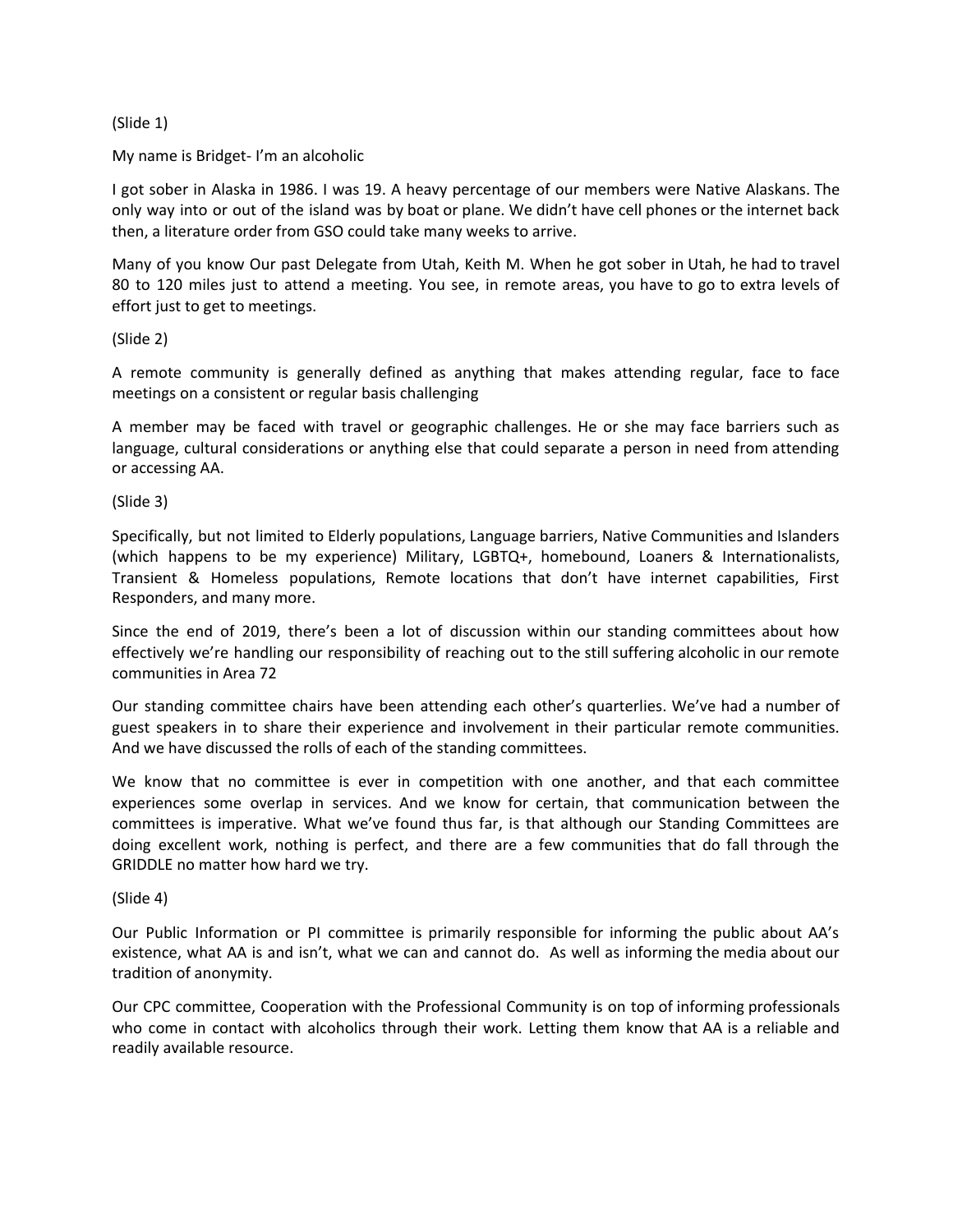(Slide 1)

My name is Bridget- I'm an alcoholic

I got sober in Alaska in 1986. I was 19. A heavy percentage of our members were Native Alaskans. The only way into or out of the island was by boat or plane. We didn't have cell phones or the internet back then, a literature order from GSO could take many weeks to arrive.

Many of you know Our past Delegate from Utah, Keith M. When he got sober in Utah, he had to travel 80 to 120 miles just to attend a meeting. You see, in remote areas, you have to go to extra levels of effort just to get to meetings.

(Slide 2)

A remote community is generally defined as anything that makes attending regular, face to face meetings on a consistent or regular basis challenging

A member may be faced with travel or geographic challenges. He or she may face barriers such as language, cultural considerations or anything else that could separate a person in need from attending or accessing AA.

(Slide 3)

Specifically, but not limited to Elderly populations, Language barriers, Native Communities and Islanders (which happens to be my experience) Military, LGBTQ+, homebound, Loaners & Internationalists, Transient & Homeless populations, Remote locations that don't have internet capabilities, First Responders, and many more.

Since the end of 2019, there's been a lot of discussion within our standing committees about how effectively we're handling our responsibility of reaching out to the still suffering alcoholic in our remote communities in Area 72

Our standing committee chairs have been attending each other's quarterlies. We've had a number of guest speakers in to share their experience and involvement in their particular remote communities. And we have discussed the rolls of each of the standing committees.

We know that no committee is ever in competition with one another, and that each committee experiences some overlap in services. And we know for certain, that communication between the committees is imperative. What we've found thus far, is that although our Standing Committees are doing excellent work, nothing is perfect, and there are a few communities that do fall through the GRIDDLE no matter how hard we try.

(Slide 4)

Our Public Information or PI committee is primarily responsible for informing the public about AA's existence, what AA is and isn't, what we can and cannot do. As well as informing the media about our tradition of anonymity.

Our CPC committee, Cooperation with the Professional Community is on top of informing professionals who come in contact with alcoholics through their work. Letting them know that AA is a reliable and readily available resource.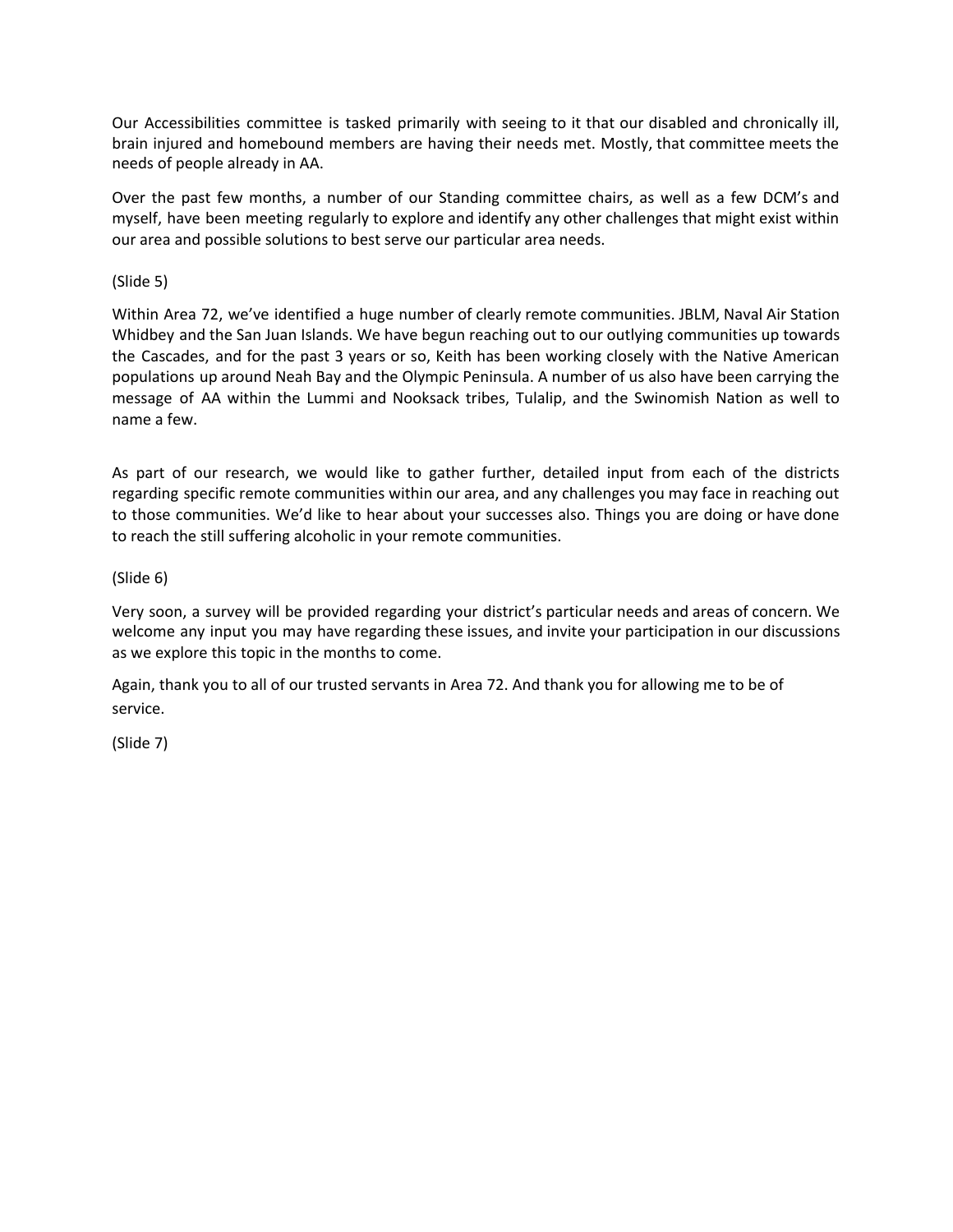Our Accessibilities committee is tasked primarily with seeing to it that our disabled and chronically ill, brain injured and homebound members are having their needs met. Mostly, that committee meets the needs of people already in AA.

Over the past few months, a number of our Standing committee chairs, as well as a few DCM's and myself, have been meeting regularly to explore and identify any other challenges that might exist within our area and possible solutions to best serve our particular area needs.

(Slide 5)

Within Area 72, we've identified a huge number of clearly remote communities. JBLM, Naval Air Station Whidbey and the San Juan Islands. We have begun reaching out to our outlying communities up towards the Cascades, and for the past 3 years or so, Keith has been working closely with the Native American populations up around Neah Bay and the Olympic Peninsula. A number of us also have been carrying the message of AA within the Lummi and Nooksack tribes, Tulalip, and the Swinomish Nation as well to name a few.

As part of our research, we would like to gather further, detailed input from each of the districts regarding specific remote communities within our area, and any challenges you may face in reaching out to those communities. We'd like to hear about your successes also. Things you are doing or have done to reach the still suffering alcoholic in your remote communities.

(Slide 6)

Very soon, a survey will be provided regarding your district's particular needs and areas of concern. We welcome any input you may have regarding these issues, and invite your participation in our discussions as we explore this topic in the months to come.

Again, thank you to all of our trusted servants in Area 72. And thank you for allowing me to be of service.

(Slide 7)